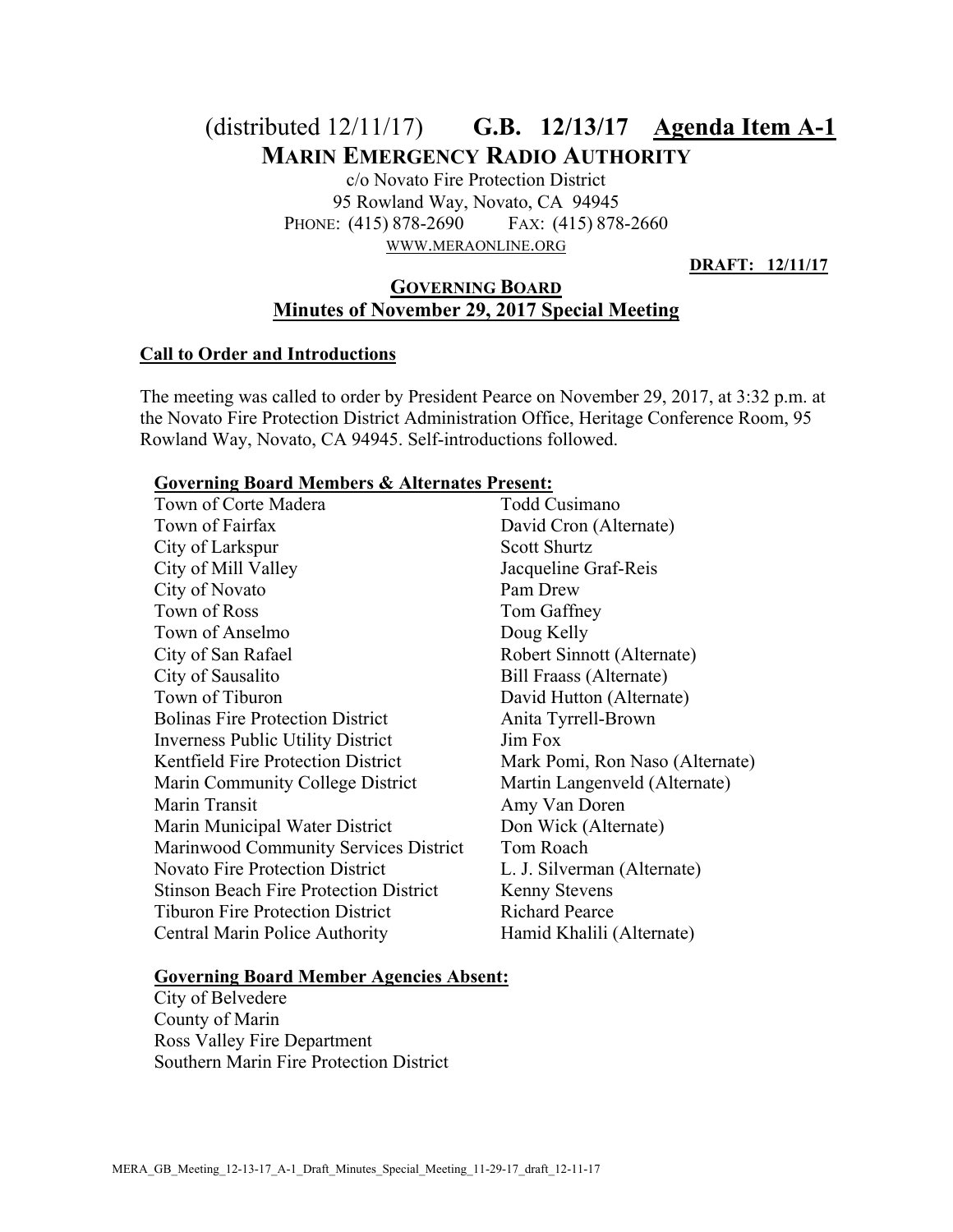(distributed 12/11/17) **G.B. 12/13/17** **Agenda Item A-1**

# MARIN EMERGENCY RADIO AUTHORITY

c/o Novato Fire Protection District
95 Rowland Way, Novato, CA 94945
PHONE: (415) 878-2690 FAX: (415) 878-2660
WWW.MERAONLINE.ORG

**DRAFT: 12/11/17**

## GOVERNING BOARD
## Minutes of November 29, 2017 Special Meeting

### Call to Order and Introductions

The meeting was called to order by President Pearce on November 29, 2017, at 3:32 p.m. at the Novato Fire Protection District Administration Office, Heritage Conference Room, 95 Rowland Way, Novato, CA 94945. Self-introductions followed.

**Governing Board Members & Alternates Present:**

| | |
|---|---|
| Town of Corte Madera | Todd Cusimano |
| Town of Fairfax | David Cron (Alternate) |
| City of Larkspur | Scott Shurtz |
| City of Mill Valley | Jacqueline Graf-Reis |
| City of Novato | Pam Drew |
| Town of Ross | Tom Gaffney |
| Town of Anselmo | Doug Kelly |
| City of San Rafael | Robert Sinnott (Alternate) |
| City of Sausalito | Bill Fraass (Alternate) |
| Town of Tiburon | David Hutton (Alternate) |
| Bolinas Fire Protection District | Anita Tyrrell-Brown |
| Inverness Public Utility District | Jim Fox |
| Kentfield Fire Protection District | Mark Pomi, Ron Naso (Alternate) |
| Marin Community College District | Martin Langenveld (Alternate) |
| Marin Transit | Amy Van Doren |
| Marin Municipal Water District | Don Wick (Alternate) |
| Marinwood Community Services District | Tom Roach |
| Novato Fire Protection District | L. J. Silverman (Alternate) |
| Stinson Beach Fire Protection District | Kenny Stevens |
| Tiburon Fire Protection District | Richard Pearce |
| Central Marin Police Authority | Hamid Khalili (Alternate) |

**Governing Board Member Agencies Absent:**

City of Belvedere
County of Marin
Ross Valley Fire Department
Southern Marin Fire Protection District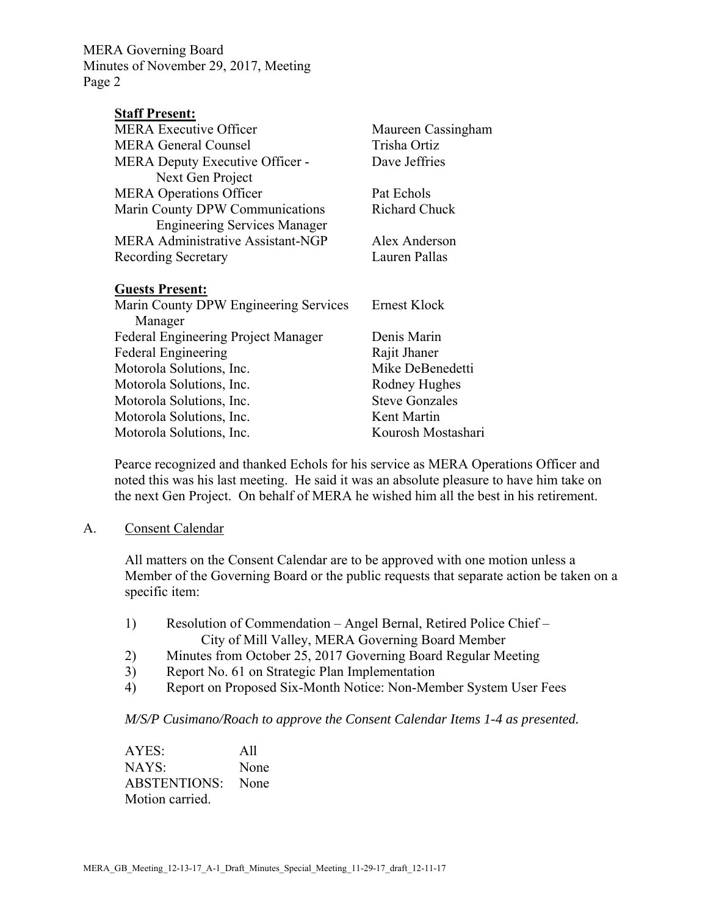**Staff Present:**

| | |
|---|---|
| MERA Executive Officer | Maureen Cassingham |
| MERA General Counsel | Trisha Ortiz |
| MERA Deputy Executive Officer - Next Gen Project | Dave Jeffries |
| MERA Operations Officer | Pat Echols |
| Marin County DPW Communications Engineering Services Manager | Richard Chuck |
| MERA Administrative Assistant-NGP | Alex Anderson |
| Recording Secretary | Lauren Pallas |

**Guests Present:**

| | |
|---|---|
| Marin County DPW Engineering Services Manager | Ernest Klock |
| Federal Engineering Project Manager | Denis Marin |
| Federal Engineering | Rajit Jhaner |
| Motorola Solutions, Inc. | Mike DeBenedetti |
| Motorola Solutions, Inc. | Rodney Hughes |
| Motorola Solutions, Inc. | Steve Gonzales |
| Motorola Solutions, Inc. | Kent Martin |
| Motorola Solutions, Inc. | Kourosh Mostashari |

Pearce recognized and thanked Echols for his service as MERA Operations Officer and noted this was his last meeting. He said it was an absolute pleasure to have him take on the next Gen Project. On behalf of MERA he wished him all the best in his retirement.

A. Consent Calendar

All matters on the Consent Calendar are to be approved with one motion unless a Member of the Governing Board or the public requests that separate action be taken on a specific item:

1) Resolution of Commendation – Angel Bernal, Retired Police Chief – City of Mill Valley, MERA Governing Board Member
2) Minutes from October 25, 2017 Governing Board Regular Meeting
3) Report No. 61 on Strategic Plan Implementation
4) Report on Proposed Six-Month Notice: Non-Member System User Fees

*M/S/P Cusimano/Roach to approve the Consent Calendar Items 1-4 as presented.*

AYES: All
NAYS: None
ABSTENTIONS: None
Motion carried.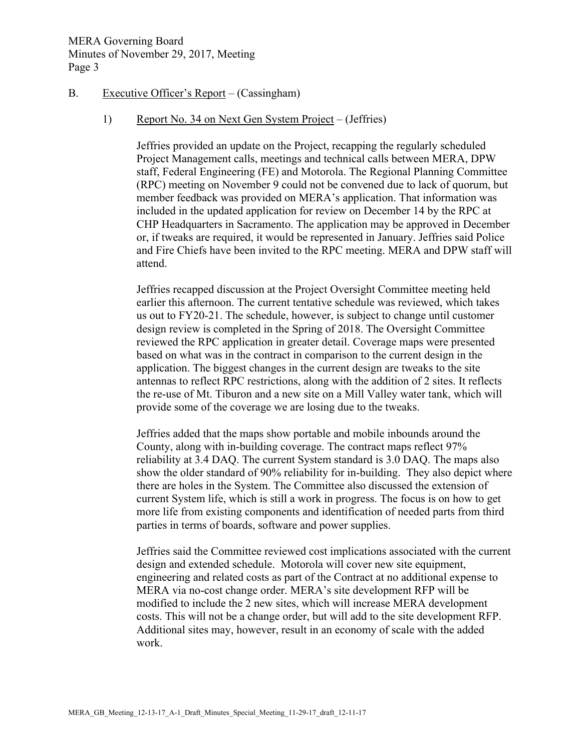B. Executive Officer's Report – (Cassingham)

1) Report No. 34 on Next Gen System Project – (Jeffries)

Jeffries provided an update on the Project, recapping the regularly scheduled Project Management calls, meetings and technical calls between MERA, DPW staff, Federal Engineering (FE) and Motorola. The Regional Planning Committee (RPC) meeting on November 9 could not be convened due to lack of quorum, but member feedback was provided on MERA's application. That information was included in the updated application for review on December 14 by the RPC at CHP Headquarters in Sacramento. The application may be approved in December or, if tweaks are required, it would be represented in January. Jeffries said Police and Fire Chiefs have been invited to the RPC meeting. MERA and DPW staff will attend.

Jeffries recapped discussion at the Project Oversight Committee meeting held earlier this afternoon. The current tentative schedule was reviewed, which takes us out to FY20-21. The schedule, however, is subject to change until customer design review is completed in the Spring of 2018. The Oversight Committee reviewed the RPC application in greater detail. Coverage maps were presented based on what was in the contract in comparison to the current design in the application. The biggest changes in the current design are tweaks to the site antennas to reflect RPC restrictions, along with the addition of 2 sites. It reflects the re-use of Mt. Tiburon and a new site on a Mill Valley water tank, which will provide some of the coverage we are losing due to the tweaks.

Jeffries added that the maps show portable and mobile inbounds around the County, along with in-building coverage. The contract maps reflect 97% reliability at 3.4 DAQ. The current System standard is 3.0 DAQ. The maps also show the older standard of 90% reliability for in-building. They also depict where there are holes in the System. The Committee also discussed the extension of current System life, which is still a work in progress. The focus is on how to get more life from existing components and identification of needed parts from third parties in terms of boards, software and power supplies.

Jeffries said the Committee reviewed cost implications associated with the current design and extended schedule. Motorola will cover new site equipment, engineering and related costs as part of the Contract at no additional expense to MERA via no-cost change order. MERA's site development RFP will be modified to include the 2 new sites, which will increase MERA development costs. This will not be a change order, but will add to the site development RFP. Additional sites may, however, result in an economy of scale with the added work.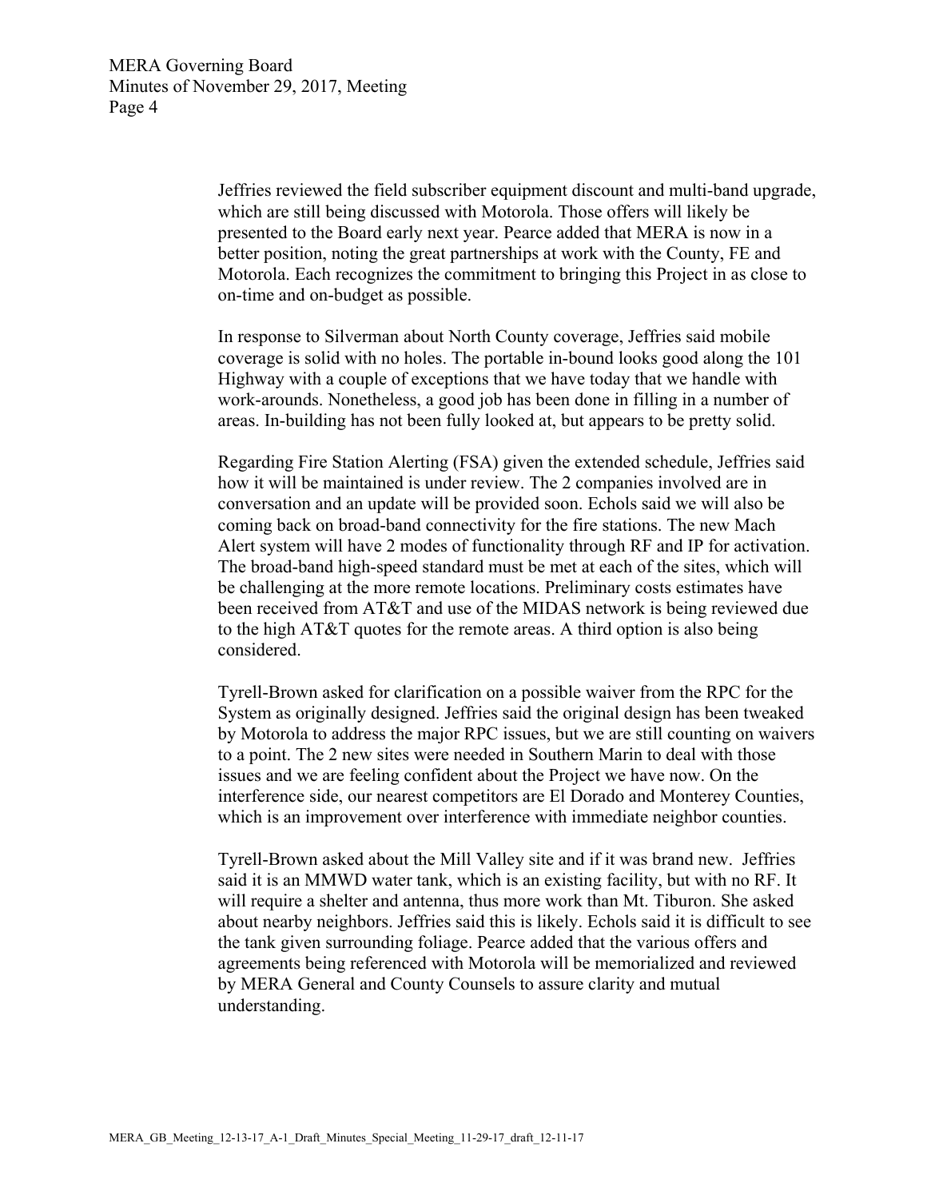Jeffries reviewed the field subscriber equipment discount and multi-band upgrade, which are still being discussed with Motorola. Those offers will likely be presented to the Board early next year. Pearce added that MERA is now in a better position, noting the great partnerships at work with the County, FE and Motorola. Each recognizes the commitment to bringing this Project in as close to on-time and on-budget as possible.

In response to Silverman about North County coverage, Jeffries said mobile coverage is solid with no holes. The portable in-bound looks good along the 101 Highway with a couple of exceptions that we have today that we handle with work-arounds. Nonetheless, a good job has been done in filling in a number of areas. In-building has not been fully looked at, but appears to be pretty solid.

Regarding Fire Station Alerting (FSA) given the extended schedule, Jeffries said how it will be maintained is under review. The 2 companies involved are in conversation and an update will be provided soon. Echols said we will also be coming back on broad-band connectivity for the fire stations. The new Mach Alert system will have 2 modes of functionality through RF and IP for activation. The broad-band high-speed standard must be met at each of the sites, which will be challenging at the more remote locations. Preliminary costs estimates have been received from AT&T and use of the MIDAS network is being reviewed due to the high AT&T quotes for the remote areas. A third option is also being considered.

Tyrell-Brown asked for clarification on a possible waiver from the RPC for the System as originally designed. Jeffries said the original design has been tweaked by Motorola to address the major RPC issues, but we are still counting on waivers to a point. The 2 new sites were needed in Southern Marin to deal with those issues and we are feeling confident about the Project we have now. On the interference side, our nearest competitors are El Dorado and Monterey Counties, which is an improvement over interference with immediate neighbor counties.

Tyrell-Brown asked about the Mill Valley site and if it was brand new. Jeffries said it is an MMWD water tank, which is an existing facility, but with no RF. It will require a shelter and antenna, thus more work than Mt. Tiburon. She asked about nearby neighbors. Jeffries said this is likely. Echols said it is difficult to see the tank given surrounding foliage. Pearce added that the various offers and agreements being referenced with Motorola will be memorialized and reviewed by MERA General and County Counsels to assure clarity and mutual understanding.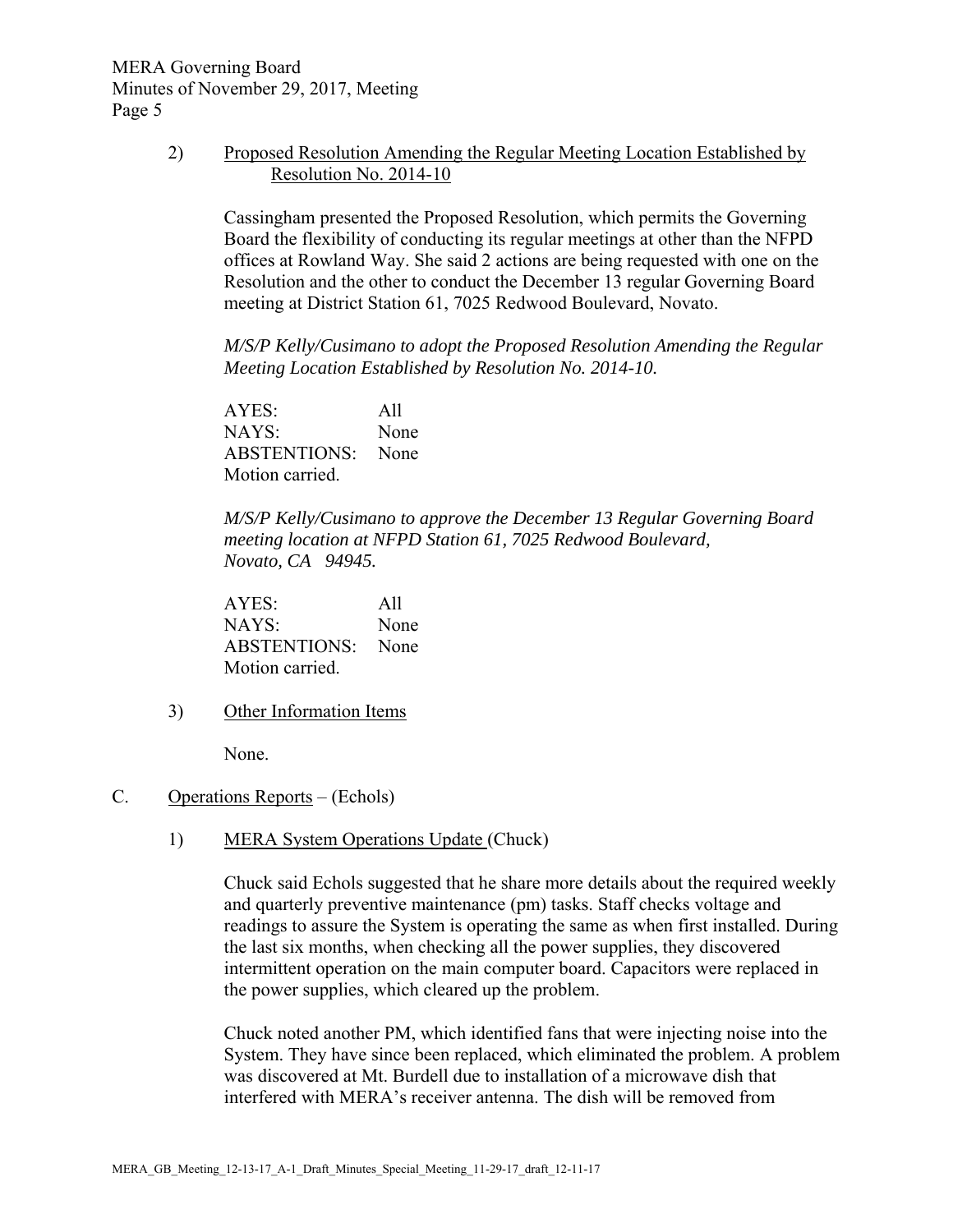2) Proposed Resolution Amending the Regular Meeting Location Established by Resolution No. 2014-10

Cassingham presented the Proposed Resolution, which permits the Governing Board the flexibility of conducting its regular meetings at other than the NFPD offices at Rowland Way. She said 2 actions are being requested with one on the Resolution and the other to conduct the December 13 regular Governing Board meeting at District Station 61, 7025 Redwood Boulevard, Novato.

*M/S/P Kelly/Cusimano to adopt the Proposed Resolution Amending the Regular Meeting Location Established by Resolution No. 2014-10.*

AYES: All
NAYS: None
ABSTENTIONS: None
Motion carried.

*M/S/P Kelly/Cusimano to approve the December 13 Regular Governing Board meeting location at NFPD Station 61, 7025 Redwood Boulevard, Novato, CA 94945.*

AYES: All
NAYS: None
ABSTENTIONS: None
Motion carried.

3) Other Information Items

None.

C. Operations Reports – (Echols)

1) MERA System Operations Update (Chuck)

Chuck said Echols suggested that he share more details about the required weekly and quarterly preventive maintenance (pm) tasks. Staff checks voltage and readings to assure the System is operating the same as when first installed. During the last six months, when checking all the power supplies, they discovered intermittent operation on the main computer board. Capacitors were replaced in the power supplies, which cleared up the problem.

Chuck noted another PM, which identified fans that were injecting noise into the System. They have since been replaced, which eliminated the problem. A problem was discovered at Mt. Burdell due to installation of a microwave dish that interfered with MERA's receiver antenna. The dish will be removed from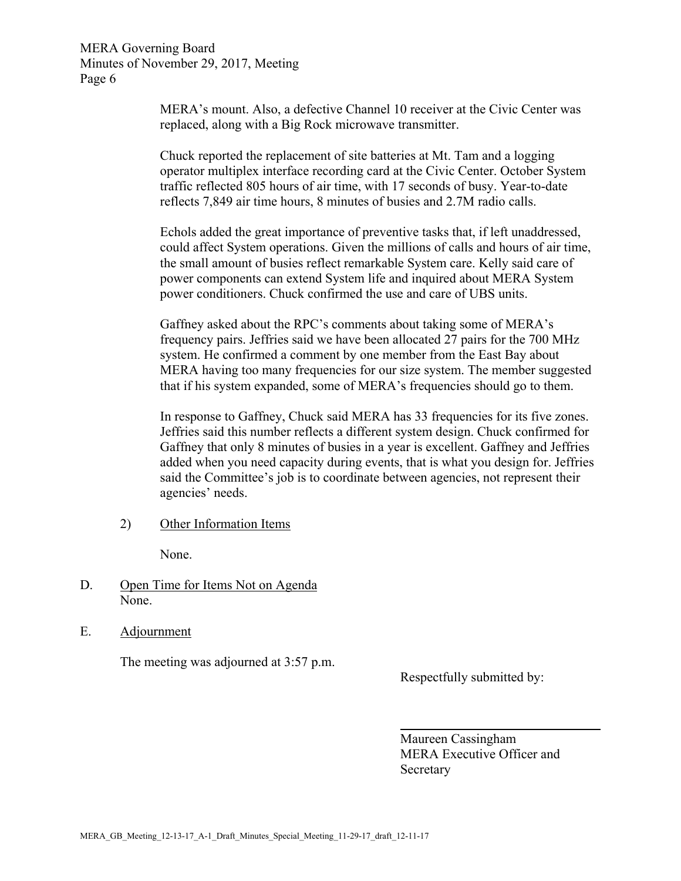MERA's mount. Also, a defective Channel 10 receiver at the Civic Center was replaced, along with a Big Rock microwave transmitter.

Chuck reported the replacement of site batteries at Mt. Tam and a logging operator multiplex interface recording card at the Civic Center. October System traffic reflected 805 hours of air time, with 17 seconds of busy. Year-to-date reflects 7,849 air time hours, 8 minutes of busies and 2.7M radio calls.

Echols added the great importance of preventive tasks that, if left unaddressed, could affect System operations. Given the millions of calls and hours of air time, the small amount of busies reflect remarkable System care. Kelly said care of power components can extend System life and inquired about MERA System power conditioners. Chuck confirmed the use and care of UBS units.

Gaffney asked about the RPC's comments about taking some of MERA's frequency pairs. Jeffries said we have been allocated 27 pairs for the 700 MHz system. He confirmed a comment by one member from the East Bay about MERA having too many frequencies for our size system. The member suggested that if his system expanded, some of MERA's frequencies should go to them.

In response to Gaffney, Chuck said MERA has 33 frequencies for its five zones. Jeffries said this number reflects a different system design. Chuck confirmed for Gaffney that only 8 minutes of busies in a year is excellent. Gaffney and Jeffries added when you need capacity during events, that is what you design for. Jeffries said the Committee's job is to coordinate between agencies, not represent their agencies' needs.

2) Other Information Items

None.

D. Open Time for Items Not on Agenda

None.

E. Adjournment

The meeting was adjourned at 3:57 p.m.

Respectfully submitted by:

Maureen Cassingham
MERA Executive Officer and Secretary

MERA_GB_Meeting_12-13-17_A-1_Draft_Minutes_Special_Meeting_11-29-17_draft_12-11-17